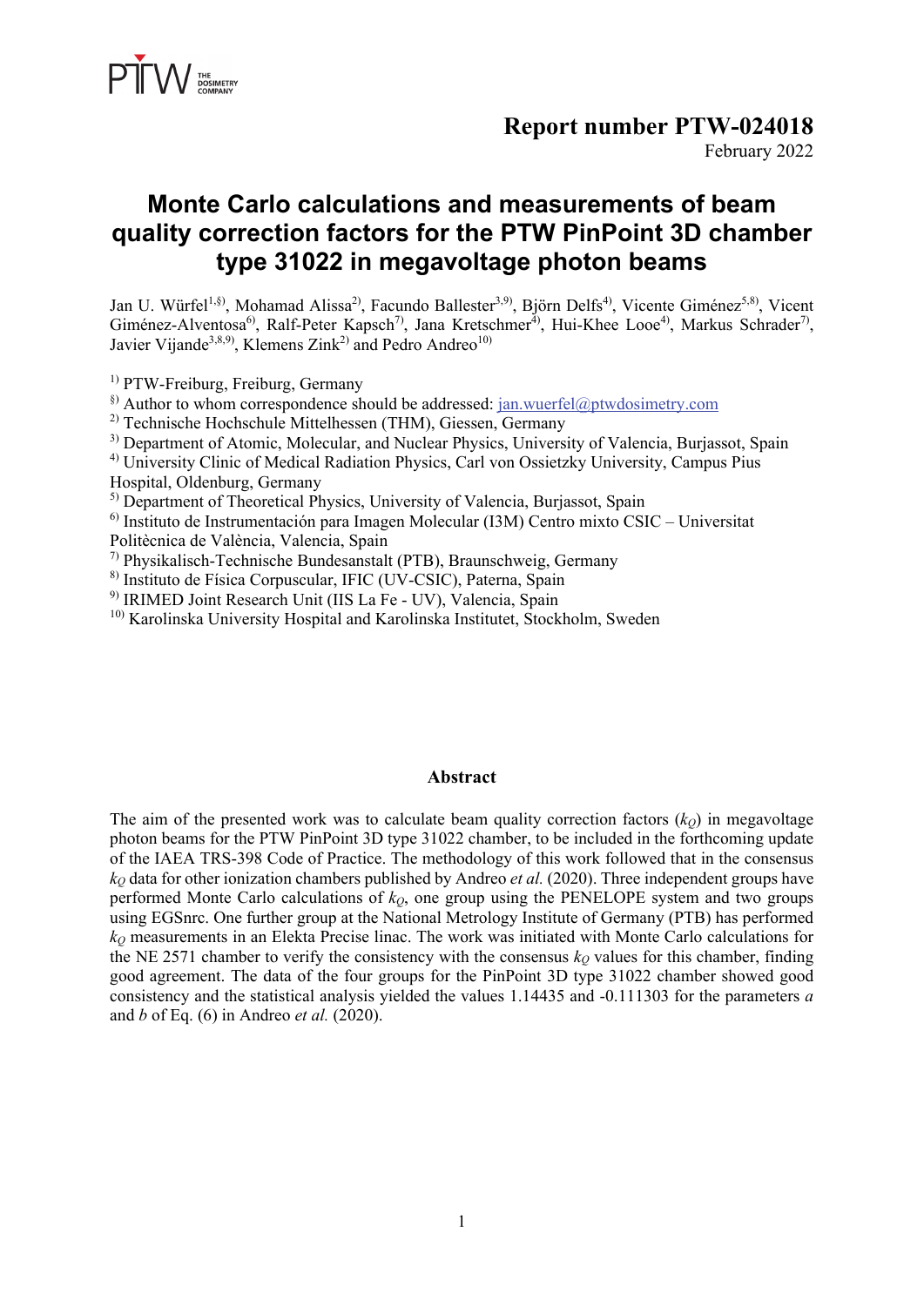**Report number PTW-024018**

February 2022

# Monte Carlo calculations and measurements of beam quality correction factors for the PTW PinPoint 3D chamber type 31022 in megavoltage photon beams

Jan U. Würfel[1,§], Mohamad Alissa[2], Facundo Ballester[3,9], Björn Delfs[4], Vicente Giménez[5,8], Vicent Giménez-Alventosa[6], Ralf-Peter Kapsch[7], Jana Kretschmer[4], Hui-Khee Looe[4], Markus Schrader[7], Javier Vijande[3,8,9], Klemens Zink[2] and Pedro Andreo[10]

[1] PTW-Freiburg, Freiburg, Germany

[§] Author to whom correspondence should be addressed: jan.wuerfel@ptwdosimetry.com

[2] Technische Hochschule Mittelhessen (THM), Giessen, Germany

[3] Department of Atomic, Molecular, and Nuclear Physics, University of Valencia, Burjassot, Spain

[4] University Clinic of Medical Radiation Physics, Carl von Ossietzky University, Campus Pius Hospital, Oldenburg, Germany

[5] Department of Theoretical Physics, University of Valencia, Burjassot, Spain

[6] Instituto de Instrumentación para Imagen Molecular (I3M) Centro mixto CSIC – Universitat Politècnica de València, Valencia, Spain

[7] Physikalisch-Technische Bundesanstalt (PTB), Braunschweig, Germany

[8] Instituto de Física Corpuscular, IFIC (UV-CSIC), Paterna, Spain

[9] IRIMED Joint Research Unit (IIS La Fe - UV), Valencia, Spain

[10] Karolinska University Hospital and Karolinska Institutet, Stockholm, Sweden

## Abstract

The aim of the presented work was to calculate beam quality correction factors ($k_Q$) in megavoltage photon beams for the PTW PinPoint 3D type 31022 chamber, to be included in the forthcoming update of the IAEA TRS-398 Code of Practice. The methodology of this work followed that in the consensus $k_Q$ data for other ionization chambers published by Andreo *et al.* (2020). Three independent groups have performed Monte Carlo calculations of $k_Q$, one group using the PENELOPE system and two groups using EGSnrc. One further group at the National Metrology Institute of Germany (PTB) has performed $k_Q$ measurements in an Elekta Precise linac. The work was initiated with Monte Carlo calculations for the NE 2571 chamber to verify the consistency with the consensus $k_Q$ values for this chamber, finding good agreement. The data of the four groups for the PinPoint 3D type 31022 chamber showed good consistency and the statistical analysis yielded the values 1.14435 and -0.111303 for the parameters *a* and *b* of Eq. (6) in Andreo *et al.* (2020).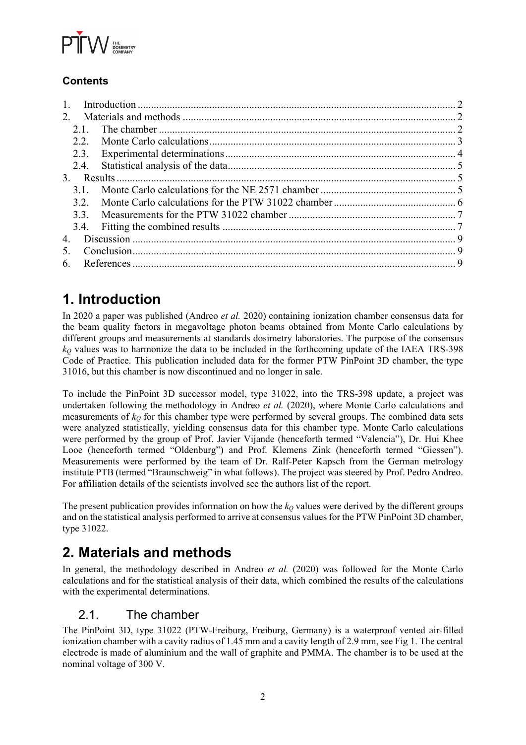**Contents**

1. Introduction ........................................................................................................................ 2
2. Materials and methods ....................................................................................................... 2
   - 2.1. The chamber ................................................................................................................ 2
   - 2.2. Monte Carlo calculations ............................................................................................. 3
   - 2.3. Experimental determinations ....................................................................................... 4
   - 2.4. Statistical analysis of the data ..................................................................................... 5
3. Results ................................................................................................................................ 5
   - 3.1. Monte Carlo calculations for the NE 2571 chamber .................................................... 5
   - 3.2. Monte Carlo calculations for the PTW 31022 chamber .............................................. 6
   - 3.3. Measurements for the PTW 31022 chamber ............................................................... 7
   - 3.4. Fitting the combined results ........................................................................................ 7
4. Discussion .......................................................................................................................... 9
5. Conclusion .......................................................................................................................... 9
6. References .......................................................................................................................... 9

# 1. Introduction

In 2020 a paper was published (Andreo *et al.* 2020) containing ionization chamber consensus data for the beam quality factors in megavoltage photon beams obtained from Monte Carlo calculations by different groups and measurements at standards dosimetry laboratories. The purpose of the consensus $k_Q$ values was to harmonize the data to be included in the forthcoming update of the IAEA TRS-398 Code of Practice. This publication included data for the former PTW PinPoint 3D chamber, the type 31016, but this chamber is now discontinued and no longer in sale.

To include the PinPoint 3D successor model, type 31022, into the TRS-398 update, a project was undertaken following the methodology in Andreo *et al.* (2020), where Monte Carlo calculations and measurements of $k_Q$ for this chamber type were performed by several groups. The combined data sets were analyzed statistically, yielding consensus data for this chamber type. Monte Carlo calculations were performed by the group of Prof. Javier Vijande (henceforth termed "Valencia"), Dr. Hui Khee Looe (henceforth termed "Oldenburg") and Prof. Klemens Zink (henceforth termed "Giessen"). Measurements were performed by the team of Dr. Ralf-Peter Kapsch from the German metrology institute PTB (termed "Braunschweig" in what follows). The project was steered by Prof. Pedro Andreo. For affiliation details of the scientists involved see the authors list of the report.

The present publication provides information on how the $k_Q$ values were derived by the different groups and on the statistical analysis performed to arrive at consensus values for the PTW PinPoint 3D chamber, type 31022.

# 2. Materials and methods

In general, the methodology described in Andreo *et al.* (2020) was followed for the Monte Carlo calculations and for the statistical analysis of their data, which combined the results of the calculations with the experimental determinations.

## 2.1. The chamber

The PinPoint 3D, type 31022 (PTW-Freiburg, Freiburg, Germany) is a waterproof vented air-filled ionization chamber with a cavity radius of 1.45 mm and a cavity length of 2.9 mm, see Fig 1. The central electrode is made of aluminium and the wall of graphite and PMMA. The chamber is to be used at the nominal voltage of 300 V.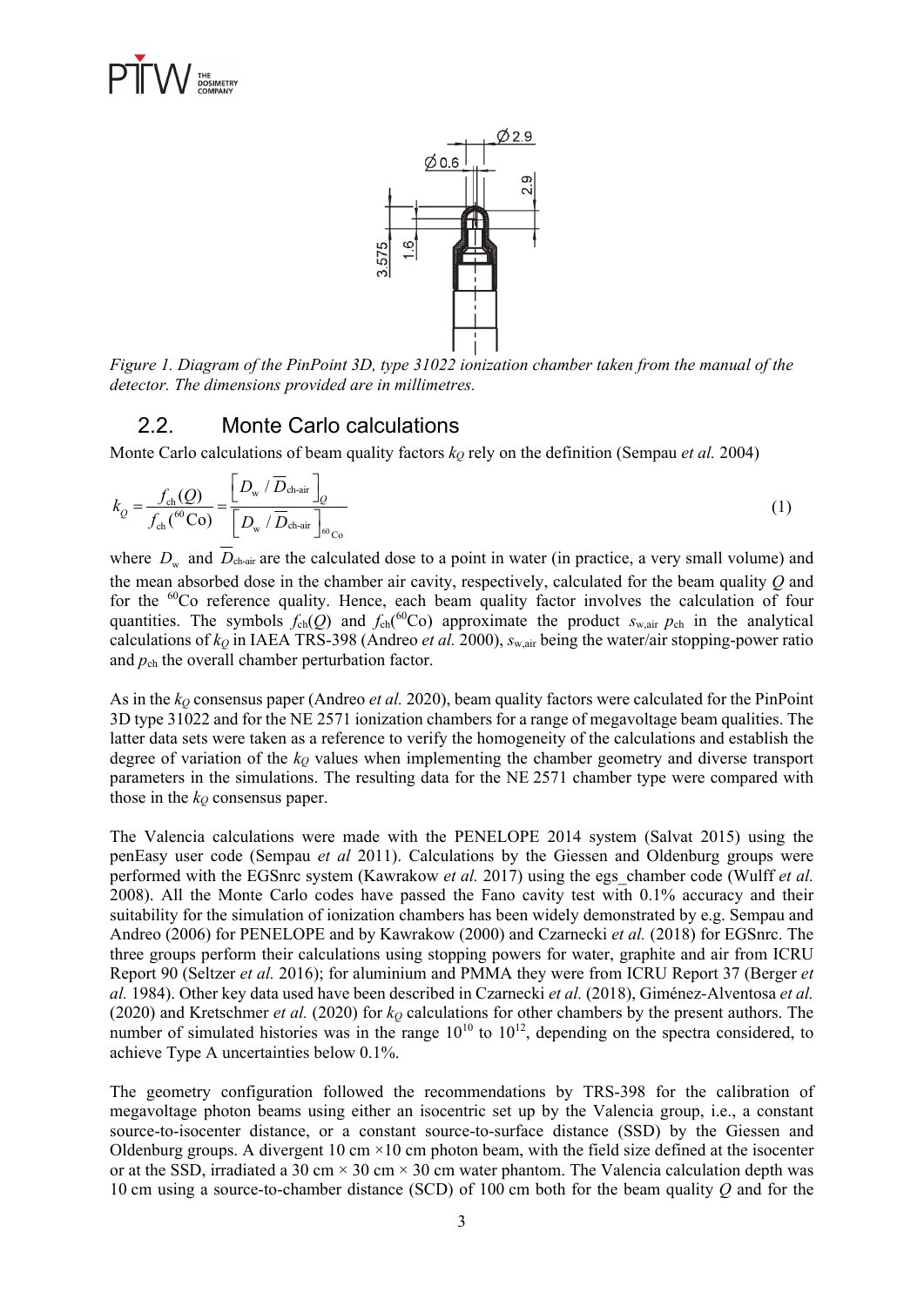*Figure 1. Diagram of the PinPoint 3D, type 31022 ionization chamber taken from the manual of the detector. The dimensions provided are in millimetres.*

## 2.2. Monte Carlo calculations

Monte Carlo calculations of beam quality factors $k_Q$ rely on the definition (Sempau *et al.* 2004)

$$k_Q = \frac{f_{\text{ch}}(Q)}{f_{\text{ch}}(^{60}\text{Co})} = \frac{\left[D_{\text{w}} / \overline{D}_{\text{ch-air}}\right]_Q}{\left[D_{\text{w}} / \overline{D}_{\text{ch-air}}\right]_{^{60}\text{Co}}} \tag{1}$$

where $D_{\text{w}}$ and $\overline{D}_{\text{ch-air}}$ are the calculated dose to a point in water (in practice, a very small volume) and the mean absorbed dose in the chamber air cavity, respectively, calculated for the beam quality $Q$ and for the $^{60}$Co reference quality. Hence, each beam quality factor involves the calculation of four quantities. The symbols $f_{\text{ch}}(Q)$ and $f_{\text{ch}}(^{60}\text{Co})$ approximate the product $s_{\text{w,air}}\, p_{\text{ch}}$ in the analytical calculations of $k_Q$ in IAEA TRS-398 (Andreo *et al.* 2000), $s_{\text{w,air}}$ being the water/air stopping-power ratio and $p_{\text{ch}}$ the overall chamber perturbation factor.

As in the $k_Q$ consensus paper (Andreo *et al.* 2020), beam quality factors were calculated for the PinPoint 3D type 31022 and for the NE 2571 ionization chambers for a range of megavoltage beam qualities. The latter data sets were taken as a reference to verify the homogeneity of the calculations and establish the degree of variation of the $k_Q$ values when implementing the chamber geometry and diverse transport parameters in the simulations. The resulting data for the NE 2571 chamber type were compared with those in the $k_Q$ consensus paper.

The Valencia calculations were made with the PENELOPE 2014 system (Salvat 2015) using the penEasy user code (Sempau *et al* 2011). Calculations by the Giessen and Oldenburg groups were performed with the EGSnrc system (Kawrakow *et al.* 2017) using the egs_chamber code (Wulff *et al.* 2008). All the Monte Carlo codes have passed the Fano cavity test with 0.1% accuracy and their suitability for the simulation of ionization chambers has been widely demonstrated by e.g. Sempau and Andreo (2006) for PENELOPE and by Kawrakow (2000) and Czarnecki *et al.* (2018) for EGSnrc. The three groups perform their calculations using stopping powers for water, graphite and air from ICRU Report 90 (Seltzer *et al.* 2016); for aluminium and PMMA they were from ICRU Report 37 (Berger *et al.* 1984). Other key data used have been described in Czarnecki *et al.* (2018), Giménez-Alventosa *et al.* (2020) and Kretschmer *et al.* (2020) for $k_Q$ calculations for other chambers by the present authors. The number of simulated histories was in the range $10^{10}$ to $10^{12}$, depending on the spectra considered, to achieve Type A uncertainties below 0.1%.

The geometry configuration followed the recommendations by TRS-398 for the calibration of megavoltage photon beams using either an isocentric set up by the Valencia group, i.e., a constant source-to-isocenter distance, or a constant source-to-surface distance (SSD) by the Giessen and Oldenburg groups. A divergent 10 cm ×10 cm photon beam, with the field size defined at the isocenter or at the SSD, irradiated a 30 cm × 30 cm × 30 cm water phantom. The Valencia calculation depth was 10 cm using a source-to-chamber distance (SCD) of 100 cm both for the beam quality $Q$ and for the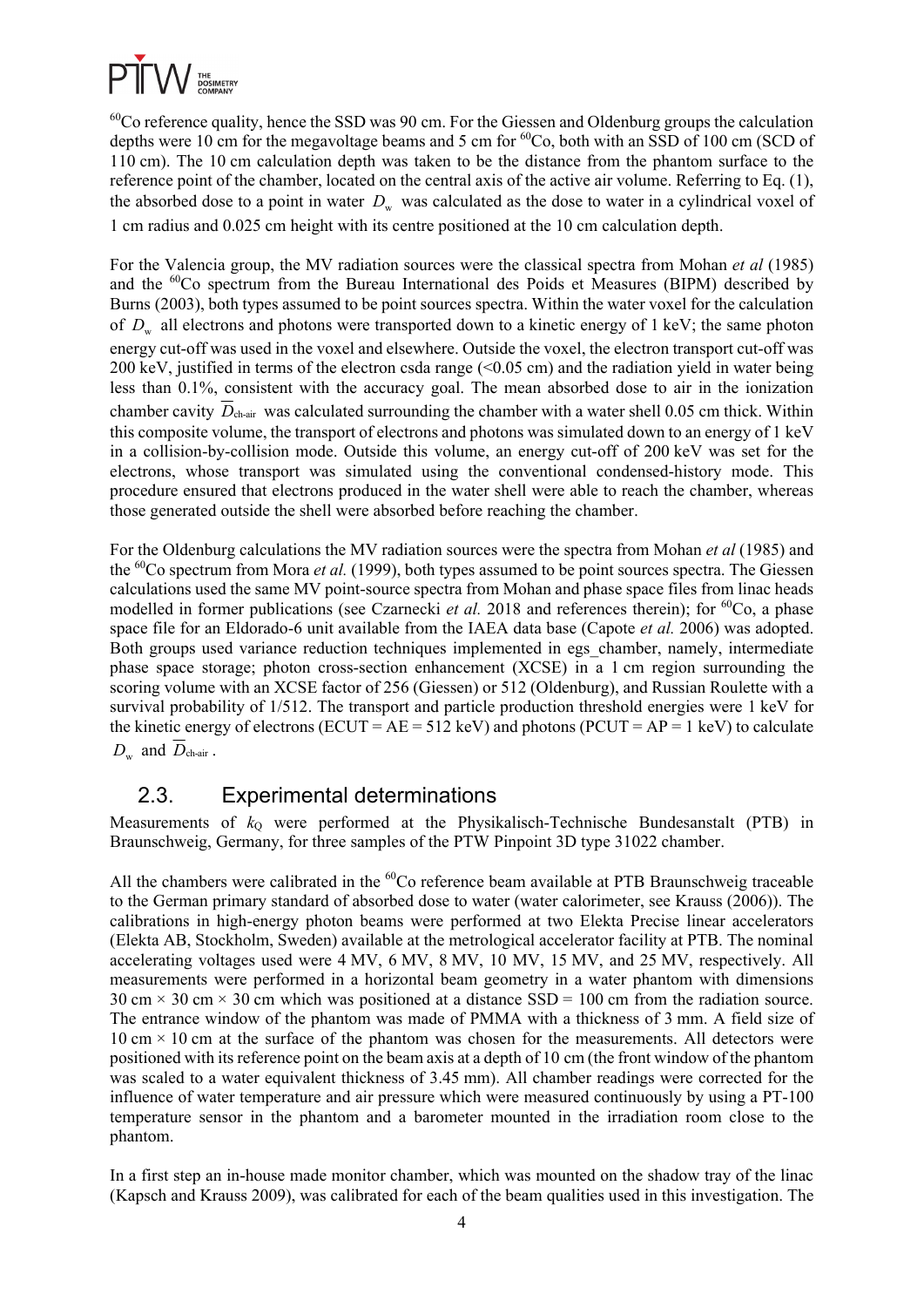$^{60}Co$ reference quality, hence the SSD was 90 cm. For the Giessen and Oldenburg groups the calculation depths were 10 cm for the megavoltage beams and 5 cm for $^{60}Co$, both with an SSD of 100 cm (SCD of 110 cm). The 10 cm calculation depth was taken to be the distance from the phantom surface to the reference point of the chamber, located on the central axis of the active air volume. Referring to Eq. (1), the absorbed dose to a point in water $D_w$ was calculated as the dose to water in a cylindrical voxel of 1 cm radius and 0.025 cm height with its centre positioned at the 10 cm calculation depth.

For the Valencia group, the MV radiation sources were the classical spectra from Mohan *et al* (1985) and the $^{60}Co$ spectrum from the Bureau International des Poids et Measures (BIPM) described by Burns (2003), both types assumed to be point sources spectra. Within the water voxel for the calculation of $D_w$ all electrons and photons were transported down to a kinetic energy of 1 keV; the same photon energy cut-off was used in the voxel and elsewhere. Outside the voxel, the electron transport cut-off was 200 keV, justified in terms of the electron csda range (<0.05 cm) and the radiation yield in water being less than 0.1%, consistent with the accuracy goal. The mean absorbed dose to air in the ionization chamber cavity $\overline{D}_{\text{ch-air}}$ was calculated surrounding the chamber with a water shell 0.05 cm thick. Within this composite volume, the transport of electrons and photons was simulated down to an energy of 1 keV in a collision-by-collision mode. Outside this volume, an energy cut-off of 200 keV was set for the electrons, whose transport was simulated using the conventional condensed-history mode. This procedure ensured that electrons produced in the water shell were able to reach the chamber, whereas those generated outside the shell were absorbed before reaching the chamber.

For the Oldenburg calculations the MV radiation sources were the spectra from Mohan *et al* (1985) and the $^{60}Co$ spectrum from Mora *et al.* (1999), both types assumed to be point sources spectra. The Giessen calculations used the same MV point-source spectra from Mohan and phase space files from linac heads modelled in former publications (see Czarnecki *et al.* 2018 and references therein); for $^{60}Co$, a phase space file for an Eldorado-6 unit available from the IAEA data base (Capote *et al.* 2006) was adopted. Both groups used variance reduction techniques implemented in egs_chamber, namely, intermediate phase space storage; photon cross-section enhancement (XCSE) in a 1 cm region surrounding the scoring volume with an XCSE factor of 256 (Giessen) or 512 (Oldenburg), and Russian Roulette with a survival probability of 1/512. The transport and particle production threshold energies were 1 keV for the kinetic energy of electrons (ECUT = AE = 512 keV) and photons (PCUT = AP = 1 keV) to calculate $D_w$ and $\overline{D}_{\text{ch-air}}$.

## 2.3. Experimental determinations

Measurements of $k_Q$ were performed at the Physikalisch-Technische Bundesanstalt (PTB) in Braunschweig, Germany, for three samples of the PTW Pinpoint 3D type 31022 chamber.

All the chambers were calibrated in the $^{60}Co$ reference beam available at PTB Braunschweig traceable to the German primary standard of absorbed dose to water (water calorimeter, see Krauss (2006)). The calibrations in high-energy photon beams were performed at two Elekta Precise linear accelerators (Elekta AB, Stockholm, Sweden) available at the metrological accelerator facility at PTB. The nominal accelerating voltages used were 4 MV, 6 MV, 8 MV, 10 MV, 15 MV, and 25 MV, respectively. All measurements were performed in a horizontal beam geometry in a water phantom with dimensions 30 cm × 30 cm × 30 cm which was positioned at a distance SSD = 100 cm from the radiation source. The entrance window of the phantom was made of PMMA with a thickness of 3 mm. A field size of 10 cm × 10 cm at the surface of the phantom was chosen for the measurements. All detectors were positioned with its reference point on the beam axis at a depth of 10 cm (the front window of the phantom was scaled to a water equivalent thickness of 3.45 mm). All chamber readings were corrected for the influence of water temperature and air pressure which were measured continuously by using a PT-100 temperature sensor in the phantom and a barometer mounted in the irradiation room close to the phantom.

In a first step an in-house made monitor chamber, which was mounted on the shadow tray of the linac (Kapsch and Krauss 2009), was calibrated for each of the beam qualities used in this investigation. The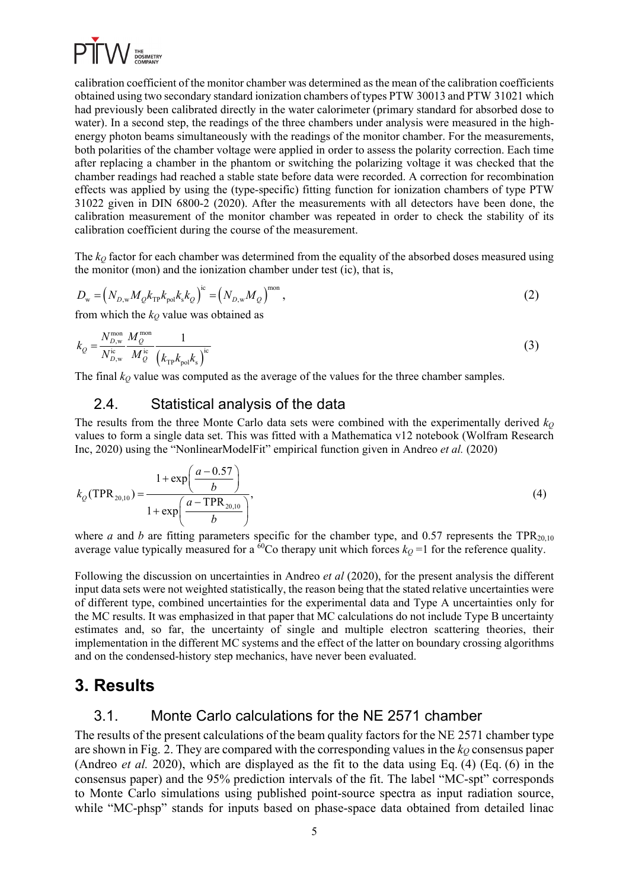calibration coefficient of the monitor chamber was determined as the mean of the calibration coefficients obtained using two secondary standard ionization chambers of types PTW 30013 and PTW 31021 which had previously been calibrated directly in the water calorimeter (primary standard for absorbed dose to water). In a second step, the readings of the three chambers under analysis were measured in the high-energy photon beams simultaneously with the readings of the monitor chamber. For the measurements, both polarities of the chamber voltage were applied in order to assess the polarity correction. Each time after replacing a chamber in the phantom or switching the polarizing voltage it was checked that the chamber readings had reached a stable state before data were recorded. A correction for recombination effects was applied by using the (type-specific) fitting function for ionization chambers of type PTW 31022 given in DIN 6800-2 (2020). After the measurements with all detectors have been done, the calibration measurement of the monitor chamber was repeated in order to check the stability of its calibration coefficient during the course of the measurement.

The $k_Q$ factor for each chamber was determined from the equality of the absorbed doses measured using the monitor (mon) and the ionization chamber under test (ic), that is,

$$D_{\mathrm{w}} = \left(N_{D,\mathrm{w}} M_Q k_{\mathrm{TP}} k_{\mathrm{pol}} k_{\mathrm{s}} k_Q\right)^{\mathrm{ic}} = \left(N_{D,\mathrm{w}} M_Q\right)^{\mathrm{mon}}, \tag{2}$$

from which the $k_Q$ value was obtained as

$$k_Q = \frac{N_{D,\mathrm{w}}^{\mathrm{mon}}}{N_{D,\mathrm{w}}^{\mathrm{ic}}} \frac{M_Q^{\mathrm{mon}}}{M_Q^{\mathrm{ic}}} \frac{1}{\left(k_{\mathrm{TP}} k_{\mathrm{pol}} k_{\mathrm{s}}\right)^{\mathrm{ic}}} \tag{3}$$

The final $k_Q$ value was computed as the average of the values for the three chamber samples.

### 2.4. Statistical analysis of the data

The results from the three Monte Carlo data sets were combined with the experimentally derived $k_Q$ values to form a single data set. This was fitted with a Mathematica v12 notebook (Wolfram Research Inc, 2020) using the "NonlinearModelFit" empirical function given in Andreo *et al.* (2020)

$$k_Q(\mathrm{TPR}_{20,10}) = \frac{1 + \exp\left(\dfrac{a - 0.57}{b}\right)}{1 + \exp\left(\dfrac{a - \mathrm{TPR}_{20,10}}{b}\right)}, \tag{4}$$

where $a$ and $b$ are fitting parameters specific for the chamber type, and 0.57 represents the $\mathrm{TPR}_{20,10}$ average value typically measured for a $^{60}$Co therapy unit which forces $k_Q = 1$ for the reference quality.

Following the discussion on uncertainties in Andreo *et al* (2020), for the present analysis the different input data sets were not weighted statistically, the reason being that the stated relative uncertainties were of different type, combined uncertainties for the experimental data and Type A uncertainties only for the MC results. It was emphasized in that paper that MC calculations do not include Type B uncertainty estimates and, so far, the uncertainty of single and multiple electron scattering theories, their implementation in the different MC systems and the effect of the latter on boundary crossing algorithms and on the condensed-history step mechanics, have never been evaluated.

## 3. Results

### 3.1. Monte Carlo calculations for the NE 2571 chamber

The results of the present calculations of the beam quality factors for the NE 2571 chamber type are shown in Fig. 2. They are compared with the corresponding values in the $k_Q$ consensus paper (Andreo *et al.* 2020), which are displayed as the fit to the data using Eq. (4) (Eq. (6) in the consensus paper) and the 95% prediction intervals of the fit. The label "MC-spt" corresponds to Monte Carlo simulations using published point-source spectra as input radiation source, while "MC-phsp" stands for inputs based on phase-space data obtained from detailed linac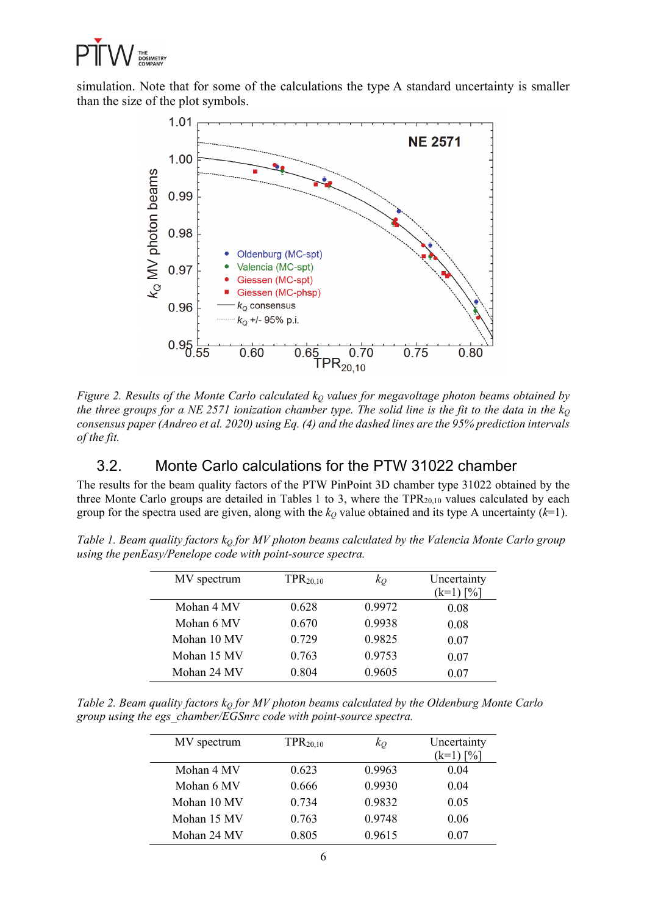simulation. Note that for some of the calculations the type A standard uncertainty is smaller than the size of the plot symbols.

*Figure 2. Results of the Monte Carlo calculated $k_Q$ values for megavoltage photon beams obtained by the three groups for a NE 2571 ionization chamber type. The solid line is the fit to the data in the $k_Q$ consensus paper (Andreo et al. 2020) using Eq. (4) and the dashed lines are the 95% prediction intervals of the fit.*

## 3.2. Monte Carlo calculations for the PTW 31022 chamber

The results for the beam quality factors of the PTW PinPoint 3D chamber type 31022 obtained by the three Monte Carlo groups are detailed in Tables 1 to 3, where the $TPR_{20,10}$ values calculated by each group for the spectra used are given, along with the $k_Q$ value obtained and its type A uncertainty ($k$=1).

*Table 1. Beam quality factors $k_Q$ for MV photon beams calculated by the Valencia Monte Carlo group using the penEasy/Penelope code with point-source spectra.*

| MV spectrum | $TPR_{20,10}$ | $k_Q$ | Uncertainty (k=1) [%] |
|---|---|---|---|
| Mohan 4 MV | 0.628 | 0.9972 | 0.08 |
| Mohan 6 MV | 0.670 | 0.9938 | 0.08 |
| Mohan 10 MV | 0.729 | 0.9825 | 0.07 |
| Mohan 15 MV | 0.763 | 0.9753 | 0.07 |
| Mohan 24 MV | 0.804 | 0.9605 | 0.07 |

*Table 2. Beam quality factors $k_Q$ for MV photon beams calculated by the Oldenburg Monte Carlo group using the egs_chamber/EGSnrc code with point-source spectra.*

| MV spectrum | $TPR_{20,10}$ | $k_Q$ | Uncertainty (k=1) [%] |
|---|---|---|---|
| Mohan 4 MV | 0.623 | 0.9963 | 0.04 |
| Mohan 6 MV | 0.666 | 0.9930 | 0.04 |
| Mohan 10 MV | 0.734 | 0.9832 | 0.05 |
| Mohan 15 MV | 0.763 | 0.9748 | 0.06 |
| Mohan 24 MV | 0.805 | 0.9615 | 0.07 |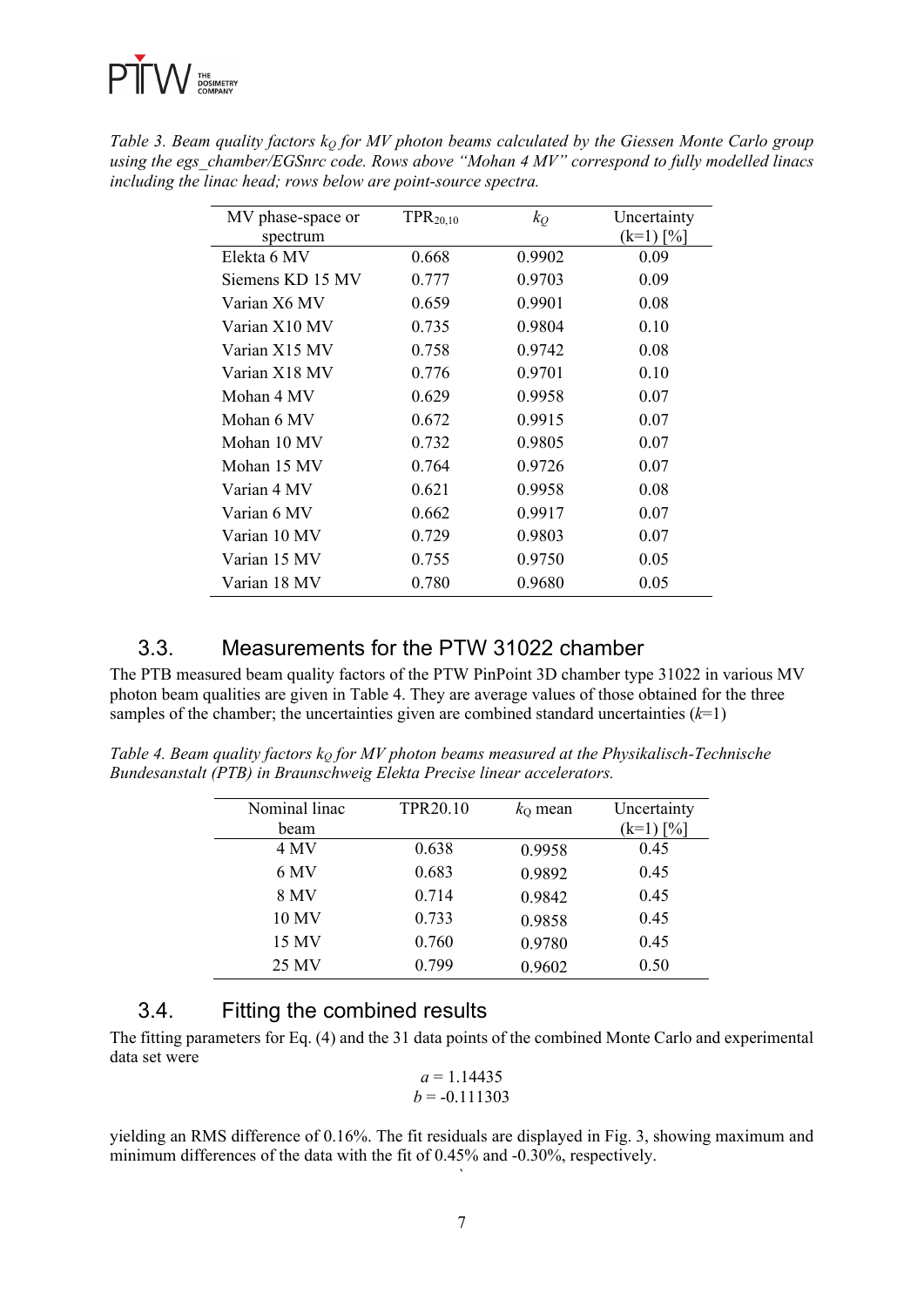*Table 3. Beam quality factors $k_Q$ for MV photon beams calculated by the Giessen Monte Carlo group using the egs_chamber/EGSnrc code. Rows above "Mohan 4 MV" correspond to fully modelled linacs including the linac head; rows below are point-source spectra.*

| MV phase-space or spectrum | $TPR_{20,10}$ | $k_Q$ | Uncertainty (k=1) [%] |
|---|---|---|---|
| Elekta 6 MV | 0.668 | 0.9902 | 0.09 |
| Siemens KD 15 MV | 0.777 | 0.9703 | 0.09 |
| Varian X6 MV | 0.659 | 0.9901 | 0.08 |
| Varian X10 MV | 0.735 | 0.9804 | 0.10 |
| Varian X15 MV | 0.758 | 0.9742 | 0.08 |
| Varian X18 MV | 0.776 | 0.9701 | 0.10 |
| Mohan 4 MV | 0.629 | 0.9958 | 0.07 |
| Mohan 6 MV | 0.672 | 0.9915 | 0.07 |
| Mohan 10 MV | 0.732 | 0.9805 | 0.07 |
| Mohan 15 MV | 0.764 | 0.9726 | 0.07 |
| Varian 4 MV | 0.621 | 0.9958 | 0.08 |
| Varian 6 MV | 0.662 | 0.9917 | 0.07 |
| Varian 10 MV | 0.729 | 0.9803 | 0.07 |
| Varian 15 MV | 0.755 | 0.9750 | 0.05 |
| Varian 18 MV | 0.780 | 0.9680 | 0.05 |

## 3.3. Measurements for the PTW 31022 chamber

The PTB measured beam quality factors of the PTW PinPoint 3D chamber type 31022 in various MV photon beam qualities are given in Table 4. They are average values of those obtained for the three samples of the chamber; the uncertainties given are combined standard uncertainties ($k$=1)

*Table 4. Beam quality factors $k_Q$ for MV photon beams measured at the Physikalisch-Technische Bundesanstalt (PTB) in Braunschweig Elekta Precise linear accelerators.*

| Nominal linac beam | TPR20.10 | $k_Q$ mean | Uncertainty (k=1) [%] |
|---|---|---|---|
| 4 MV | 0.638 | 0.9958 | 0.45 |
| 6 MV | 0.683 | 0.9892 | 0.45 |
| 8 MV | 0.714 | 0.9842 | 0.45 |
| 10 MV | 0.733 | 0.9858 | 0.45 |
| 15 MV | 0.760 | 0.9780 | 0.45 |
| 25 MV | 0.799 | 0.9602 | 0.50 |

## 3.4. Fitting the combined results

The fitting parameters for Eq. (4) and the 31 data points of the combined Monte Carlo and experimental data set were

$$a = 1.14435$$
$$b = -0.111303$$

yielding an RMS difference of 0.16%. The fit residuals are displayed in Fig. 3, showing maximum and minimum differences of the data with the fit of 0.45% and -0.30%, respectively.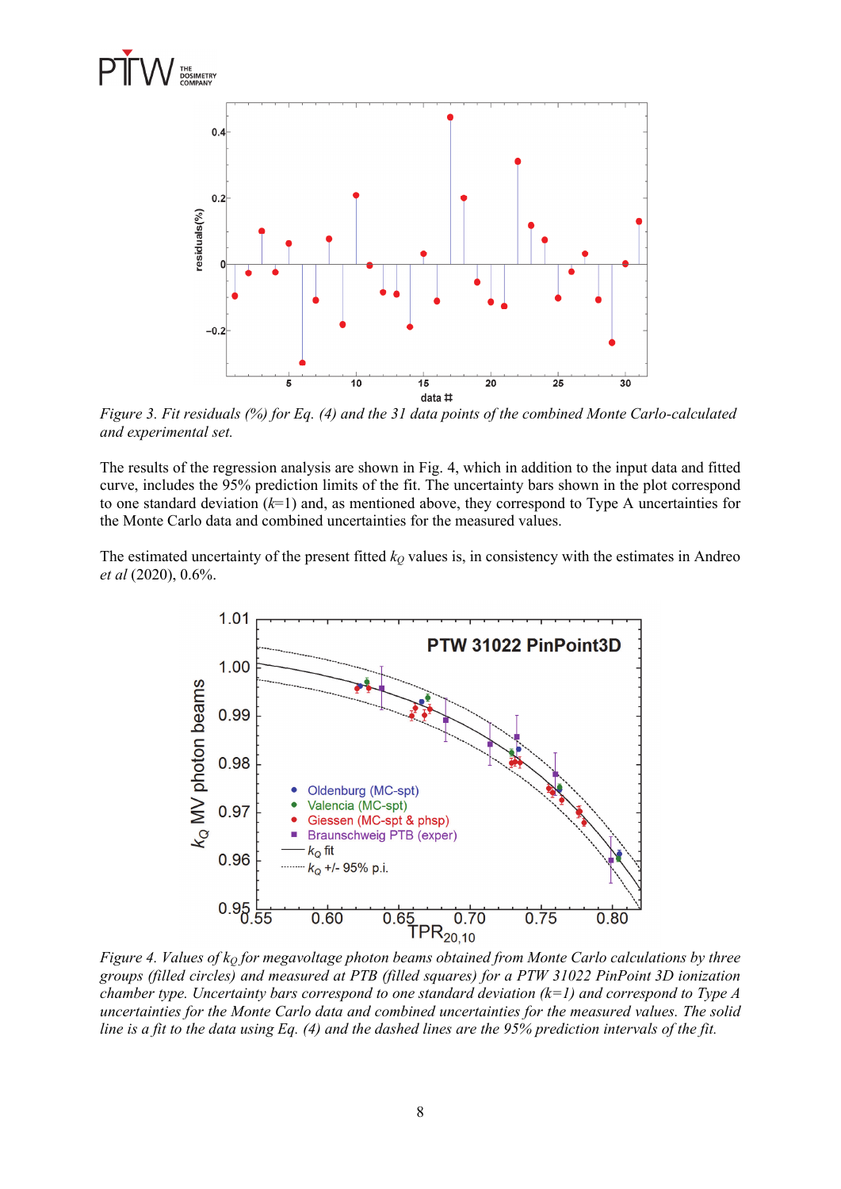*Figure 3. Fit residuals (%) for Eq. (4) and the 31 data points of the combined Monte Carlo-calculated and experimental set.*

The results of the regression analysis are shown in Fig. 4, which in addition to the input data and fitted curve, includes the 95% prediction limits of the fit. The uncertainty bars shown in the plot correspond to one standard deviation ($k$=1) and, as mentioned above, they correspond to Type A uncertainties for the Monte Carlo data and combined uncertainties for the measured values.

The estimated uncertainty of the present fitted $k_Q$ values is, in consistency with the estimates in Andreo *et al* (2020), 0.6%.

*Figure 4. Values of $k_Q$ for megavoltage photon beams obtained from Monte Carlo calculations by three groups (filled circles) and measured at PTB (filled squares) for a PTW 31022 PinPoint 3D ionization chamber type. Uncertainty bars correspond to one standard deviation ($k$=1) and correspond to Type A uncertainties for the Monte Carlo data and combined uncertainties for the measured values. The solid line is a fit to the data using Eq. (4) and the dashed lines are the 95% prediction intervals of the fit.*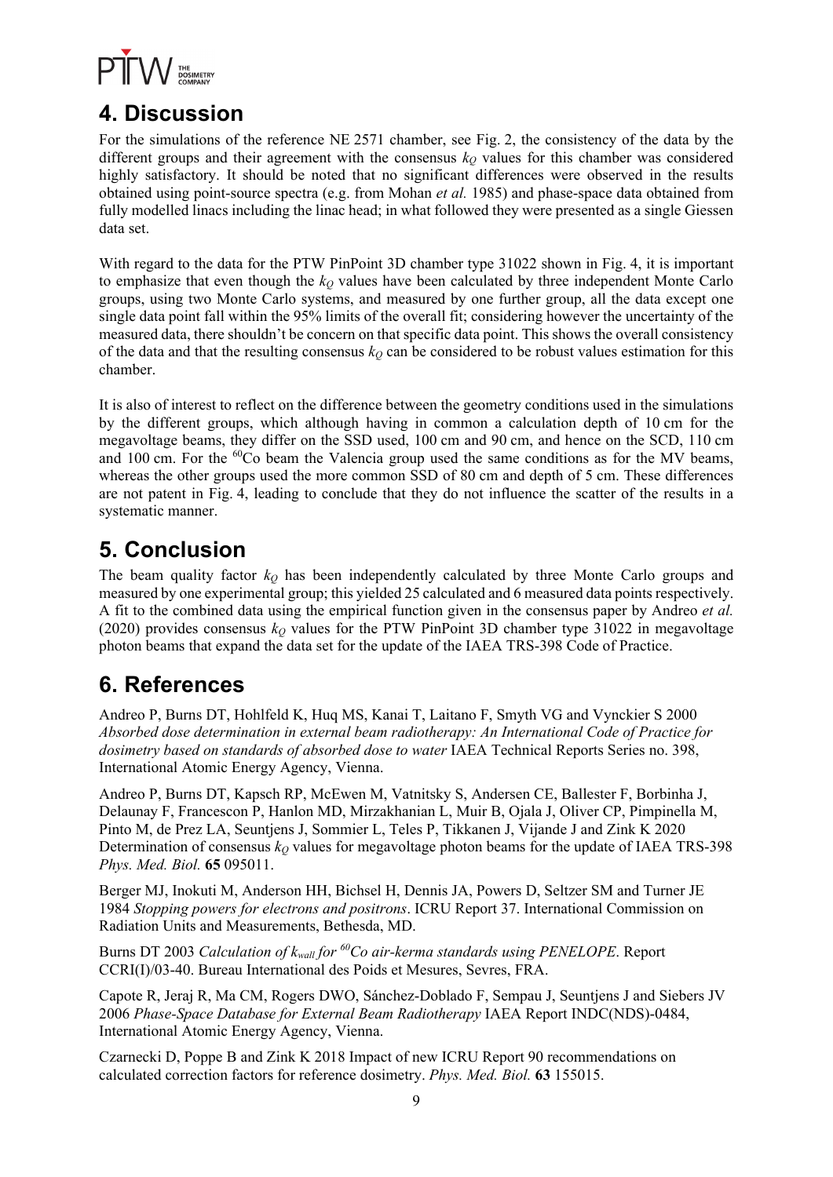## 4. Discussion

For the simulations of the reference NE 2571 chamber, see Fig. 2, the consistency of the data by the different groups and their agreement with the consensus $k_Q$ values for this chamber was considered highly satisfactory. It should be noted that no significant differences were observed in the results obtained using point-source spectra (e.g. from Mohan *et al.* 1985) and phase-space data obtained from fully modelled linacs including the linac head; in what followed they were presented as a single Giessen data set.

With regard to the data for the PTW PinPoint 3D chamber type 31022 shown in Fig. 4, it is important to emphasize that even though the $k_Q$ values have been calculated by three independent Monte Carlo groups, using two Monte Carlo systems, and measured by one further group, all the data except one single data point fall within the 95% limits of the overall fit; considering however the uncertainty of the measured data, there shouldn't be concern on that specific data point. This shows the overall consistency of the data and that the resulting consensus $k_Q$ can be considered to be robust values estimation for this chamber.

It is also of interest to reflect on the difference between the geometry conditions used in the simulations by the different groups, which although having in common a calculation depth of 10 cm for the megavoltage beams, they differ on the SSD used, 100 cm and 90 cm, and hence on the SCD, 110 cm and 100 cm. For the $^{60}$Co beam the Valencia group used the same conditions as for the MV beams, whereas the other groups used the more common SSD of 80 cm and depth of 5 cm. These differences are not patent in Fig. 4, leading to conclude that they do not influence the scatter of the results in a systematic manner.

## 5. Conclusion

The beam quality factor $k_Q$ has been independently calculated by three Monte Carlo groups and measured by one experimental group; this yielded 25 calculated and 6 measured data points respectively. A fit to the combined data using the empirical function given in the consensus paper by Andreo *et al.* (2020) provides consensus $k_Q$ values for the PTW PinPoint 3D chamber type 31022 in megavoltage photon beams that expand the data set for the update of the IAEA TRS-398 Code of Practice.

## 6. References

Andreo P, Burns DT, Hohlfeld K, Huq MS, Kanai T, Laitano F, Smyth VG and Vynckier S 2000 *Absorbed dose determination in external beam radiotherapy: An International Code of Practice for dosimetry based on standards of absorbed dose to water* IAEA Technical Reports Series no. 398, International Atomic Energy Agency, Vienna.

Andreo P, Burns DT, Kapsch RP, McEwen M, Vatnitsky S, Andersen CE, Ballester F, Borbinha J, Delaunay F, Francescon P, Hanlon MD, Mirzakhanian L, Muir B, Ojala J, Oliver CP, Pimpinella M, Pinto M, de Prez LA, Seuntjens J, Sommier L, Teles P, Tikkanen J, Vijande J and Zink K 2020 Determination of consensus $k_Q$ values for megavoltage photon beams for the update of IAEA TRS-398 *Phys. Med. Biol.* **65** 095011.

Berger MJ, Inokuti M, Anderson HH, Bichsel H, Dennis JA, Powers D, Seltzer SM and Turner JE 1984 *Stopping powers for electrons and positrons*. ICRU Report 37. International Commission on Radiation Units and Measurements, Bethesda, MD.

Burns DT 2003 *Calculation of $k_{wall}$ for $^{60}$Co air-kerma standards using PENELOPE*. Report CCRI(I)/03-40. Bureau International des Poids et Mesures, Sevres, FRA.

Capote R, Jeraj R, Ma CM, Rogers DWO, Sánchez-Doblado F, Sempau J, Seuntjens J and Siebers JV 2006 *Phase-Space Database for External Beam Radiotherapy* IAEA Report INDC(NDS)-0484, International Atomic Energy Agency, Vienna.

Czarnecki D, Poppe B and Zink K 2018 Impact of new ICRU Report 90 recommendations on calculated correction factors for reference dosimetry. *Phys. Med. Biol.* **63** 155015.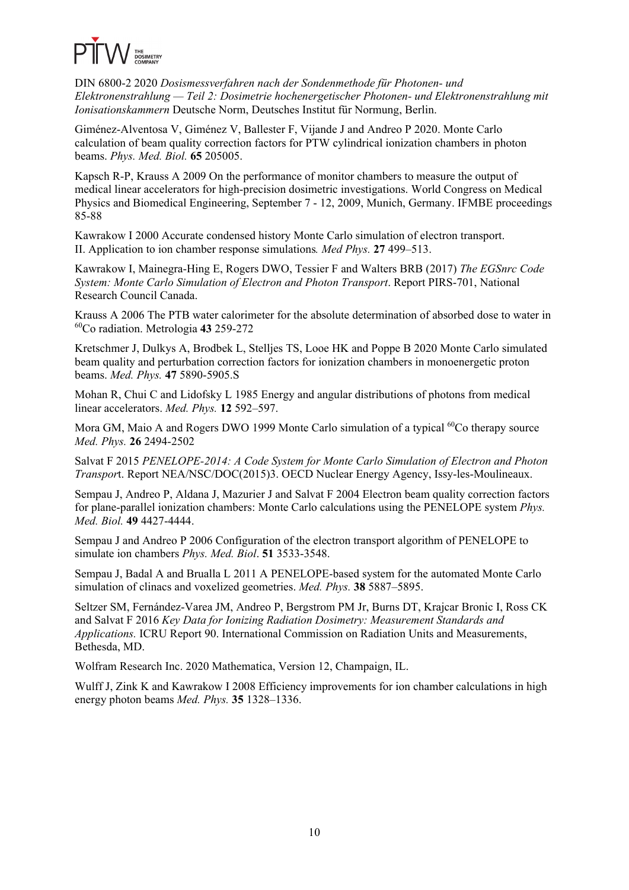DIN 6800-2 2020 *Dosismessverfahren nach der Sondenmethode für Photonen- und Elektronenstrahlung — Teil 2: Dosimetrie hochenergetischer Photonen- und Elektronenstrahlung mit Ionisationskammern* Deutsche Norm, Deutsches Institut für Normung, Berlin.

Giménez-Alventosa V, Giménez V, Ballester F, Vijande J and Andreo P 2020. Monte Carlo calculation of beam quality correction factors for PTW cylindrical ionization chambers in photon beams. *Phys. Med. Biol.* **65** 205005.

Kapsch R-P, Krauss A 2009 On the performance of monitor chambers to measure the output of medical linear accelerators for high-precision dosimetric investigations. World Congress on Medical Physics and Biomedical Engineering, September 7 - 12, 2009, Munich, Germany. IFMBE proceedings 85-88

Kawrakow I 2000 Accurate condensed history Monte Carlo simulation of electron transport. II. Application to ion chamber response simulations*. Med Phys.* **27** 499–513.

Kawrakow I, Mainegra-Hing E, Rogers DWO, Tessier F and Walters BRB (2017) *The EGSnrc Code System: Monte Carlo Simulation of Electron and Photon Transport*. Report PIRS-701, National Research Council Canada.

Krauss A 2006 The PTB water calorimeter for the absolute determination of absorbed dose to water in $^{60}$Co radiation. Metrologia **43** 259-272

Kretschmer J, Dulkys A, Brodbek L, Stelljes TS, Looe HK and Poppe B 2020 Monte Carlo simulated beam quality and perturbation correction factors for ionization chambers in monoenergetic proton beams. *Med. Phys.* **47** 5890-5905.S

Mohan R, Chui C and Lidofsky L 1985 Energy and angular distributions of photons from medical linear accelerators. *Med. Phys.* **12** 592–597.

Mora GM, Maio A and Rogers DWO 1999 Monte Carlo simulation of a typical $^{60}$Co therapy source *Med. Phys.* **26** 2494-2502

Salvat F 2015 *PENELOPE-2014: A Code System for Monte Carlo Simulation of Electron and Photon Transpor*t. Report NEA/NSC/DOC(2015)3. OECD Nuclear Energy Agency, Issy-les-Moulineaux.

Sempau J, Andreo P, Aldana J, Mazurier J and Salvat F 2004 Electron beam quality correction factors for plane-parallel ionization chambers: Monte Carlo calculations using the PENELOPE system *Phys. Med. Biol.* **49** 4427-4444.

Sempau J and Andreo P 2006 Configuration of the electron transport algorithm of PENELOPE to simulate ion chambers *Phys. Med. Biol*. **51** 3533-3548.

Sempau J, Badal A and Brualla L 2011 A PENELOPE-based system for the automated Monte Carlo simulation of clinacs and voxelized geometries. *Med. Phys.* **38** 5887–5895.

Seltzer SM, Fernández-Varea JM, Andreo P, Bergstrom PM Jr, Burns DT, Krajcar Bronic I, Ross CK and Salvat F 2016 *Key Data for Ionizing Radiation Dosimetry: Measurement Standards and Applications.* ICRU Report 90. International Commission on Radiation Units and Measurements, Bethesda, MD.

Wolfram Research Inc. 2020 Mathematica, Version 12, Champaign, IL.

Wulff J, Zink K and Kawrakow I 2008 Efficiency improvements for ion chamber calculations in high energy photon beams *Med. Phys.* **35** 1328–1336.